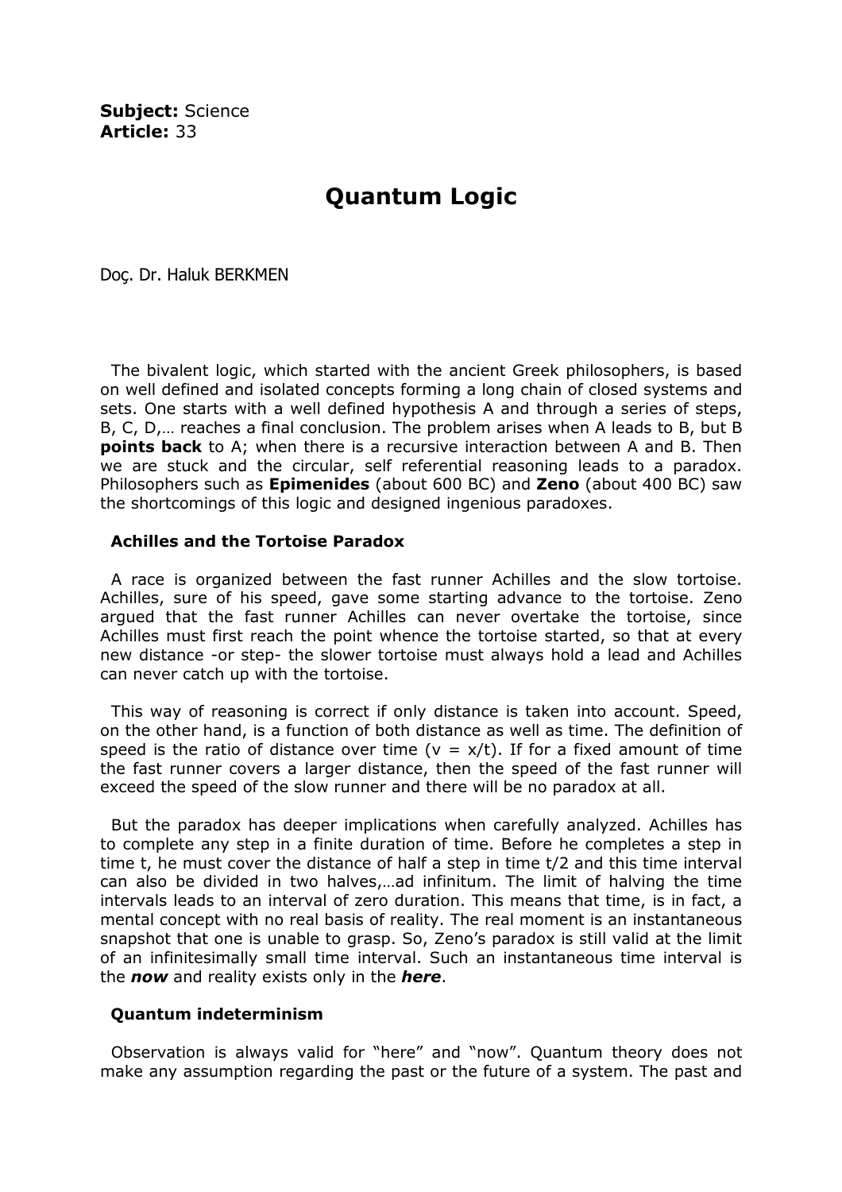**Subject:** Science
**Article:** 33

# Quantum Logic

Doç. Dr. Haluk BERKMEN

The bivalent logic, which started with the ancient Greek philosophers, is based on well defined and isolated concepts forming a long chain of closed systems and sets. One starts with a well defined hypothesis A and through a series of steps, B, C, D,… reaches a final conclusion. The problem arises when A leads to B, but B **points back** to A; when there is a recursive interaction between A and B. Then we are stuck and the circular, self referential reasoning leads to a paradox. Philosophers such as **Epimenides** (about 600 BC) and **Zeno** (about 400 BC) saw the shortcomings of this logic and designed ingenious paradoxes.

### Achilles and the Tortoise Paradox

A race is organized between the fast runner Achilles and the slow tortoise. Achilles, sure of his speed, gave some starting advance to the tortoise. Zeno argued that the fast runner Achilles can never overtake the tortoise, since Achilles must first reach the point whence the tortoise started, so that at every new distance -or step- the slower tortoise must always hold a lead and Achilles can never catch up with the tortoise.

This way of reasoning is correct if only distance is taken into account. Speed, on the other hand, is a function of both distance as well as time. The definition of speed is the ratio of distance over time ($v = x/t$). If for a fixed amount of time the fast runner covers a larger distance, then the speed of the fast runner will exceed the speed of the slow runner and there will be no paradox at all.

But the paradox has deeper implications when carefully analyzed. Achilles has to complete any step in a finite duration of time. Before he completes a step in time t, he must cover the distance of half a step in time $t/2$ and this time interval can also be divided in two halves,…ad infinitum. The limit of halving the time intervals leads to an interval of zero duration. This means that time, is in fact, a mental concept with no real basis of reality. The real moment is an instantaneous snapshot that one is unable to grasp. So, Zeno's paradox is still valid at the limit of an infinitesimally small time interval. Such an instantaneous time interval is the ***now*** and reality exists only in the ***here***.

### Quantum indeterminism

Observation is always valid for "here" and "now". Quantum theory does not make any assumption regarding the past or the future of a system. The past and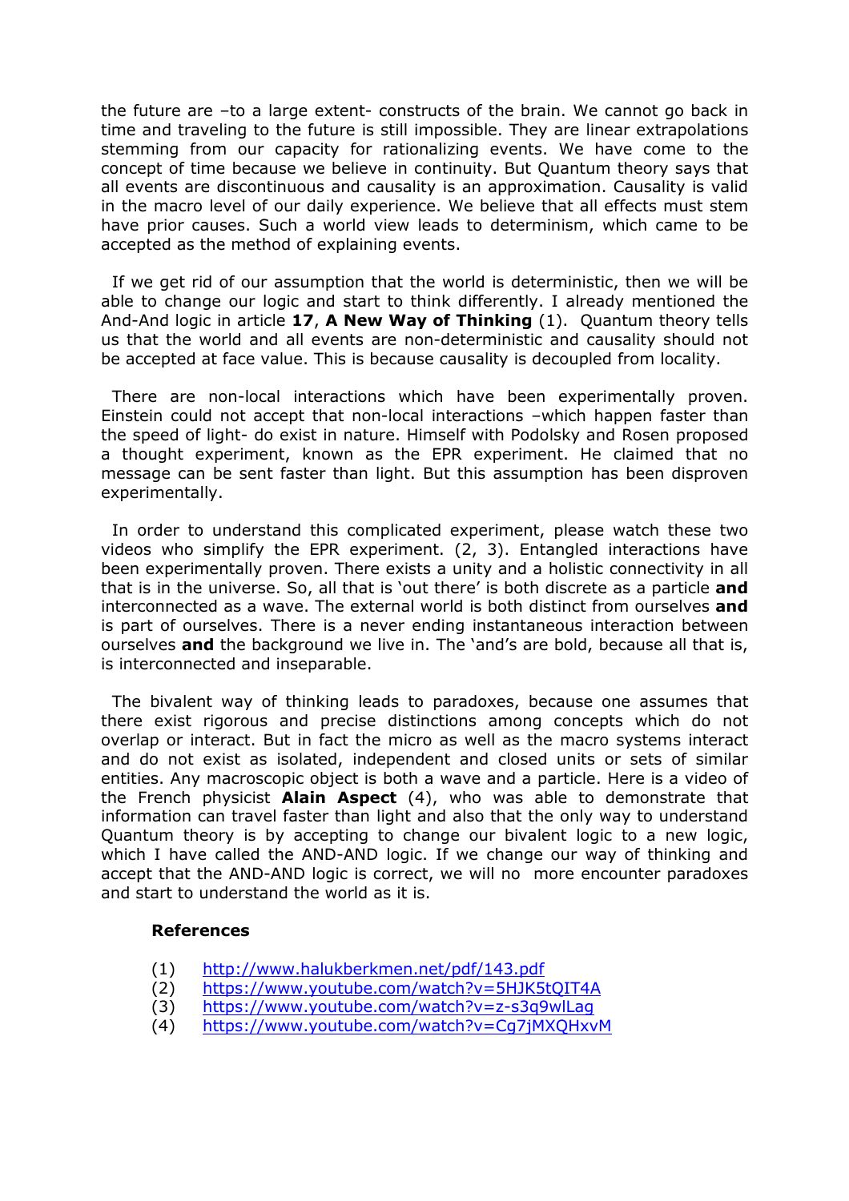the future are –to a large extent- constructs of the brain. We cannot go back in time and traveling to the future is still impossible. They are linear extrapolations stemming from our capacity for rationalizing events. We have come to the concept of time because we believe in continuity. But Quantum theory says that all events are discontinuous and causality is an approximation. Causality is valid in the macro level of our daily experience. We believe that all effects must stem have prior causes. Such a world view leads to determinism, which came to be accepted as the method of explaining events.

If we get rid of our assumption that the world is deterministic, then we will be able to change our logic and start to think differently. I already mentioned the And-And logic in article **17**, **A New Way of Thinking** (1). Quantum theory tells us that the world and all events are non-deterministic and causality should not be accepted at face value. This is because causality is decoupled from locality.

There are non-local interactions which have been experimentally proven. Einstein could not accept that non-local interactions –which happen faster than the speed of light- do exist in nature. Himself with Podolsky and Rosen proposed a thought experiment, known as the EPR experiment. He claimed that no message can be sent faster than light. But this assumption has been disproven experimentally.

In order to understand this complicated experiment, please watch these two videos who simplify the EPR experiment. (2, 3). Entangled interactions have been experimentally proven. There exists a unity and a holistic connectivity in all that is in the universe. So, all that is 'out there' is both discrete as a particle **and** interconnected as a wave. The external world is both distinct from ourselves **and** is part of ourselves. There is a never ending instantaneous interaction between ourselves **and** the background we live in. The 'and's are bold, because all that is, is interconnected and inseparable.

The bivalent way of thinking leads to paradoxes, because one assumes that there exist rigorous and precise distinctions among concepts which do not overlap or interact. But in fact the micro as well as the macro systems interact and do not exist as isolated, independent and closed units or sets of similar entities. Any macroscopic object is both a wave and a particle. Here is a video of the French physicist **Alain Aspect** (4), who was able to demonstrate that information can travel faster than light and also that the only way to understand Quantum theory is by accepting to change our bivalent logic to a new logic, which I have called the AND-AND logic. If we change our way of thinking and accept that the AND-AND logic is correct, we will no more encounter paradoxes and start to understand the world as it is.

**References**

(1) http://www.halukberkmen.net/pdf/143.pdf
(2) https://www.youtube.com/watch?v=5HJK5tQIT4A
(3) https://www.youtube.com/watch?v=z-s3q9wlLag
(4) https://www.youtube.com/watch?v=Cg7jMXQHxvM